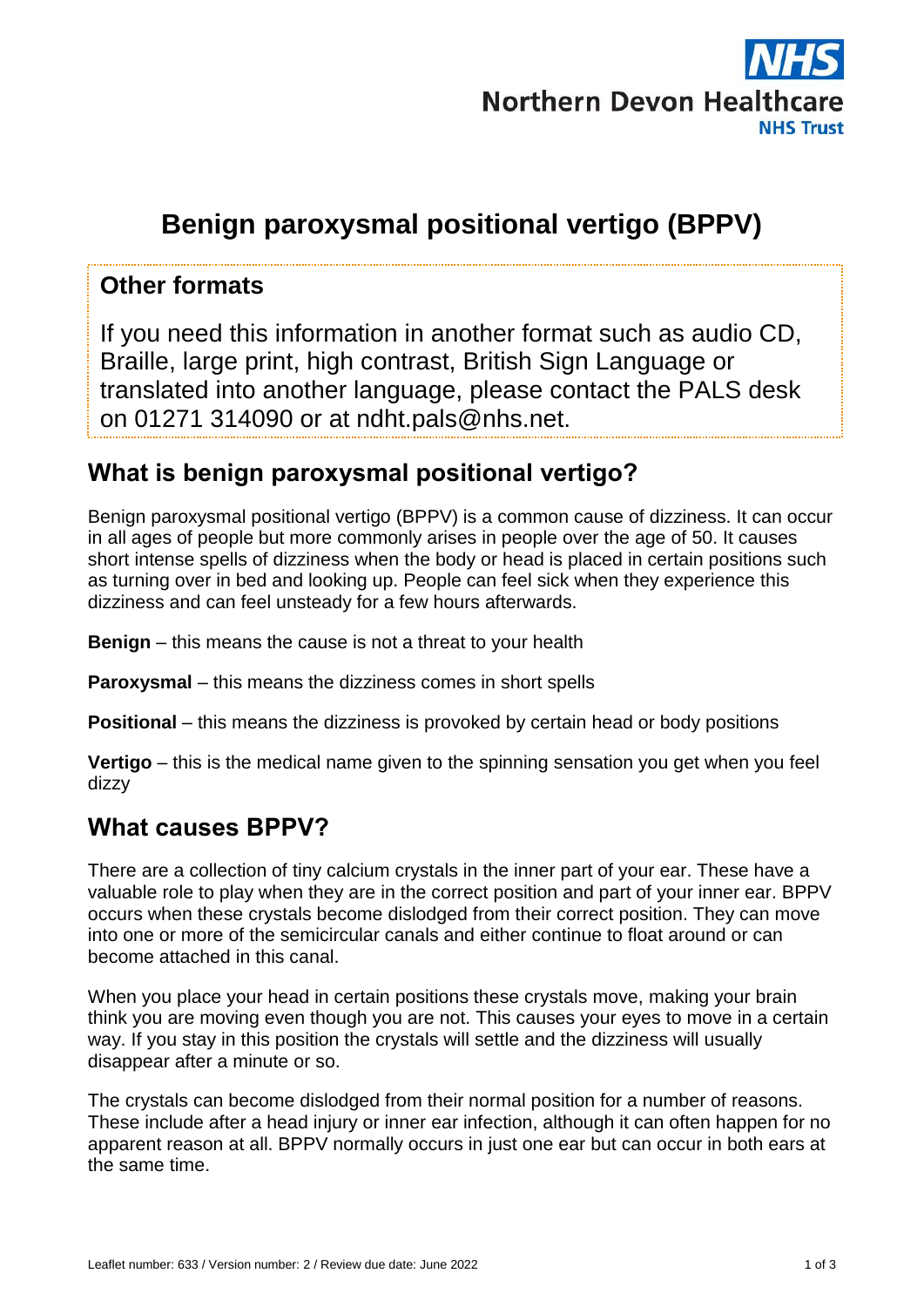Northern Devon Healthcare NHS Trust

# Benign paroxysmal positional vertigo (BPPV)

## Other formats

If you need this information in another format such as audio CD, Braille, large print, high contrast, British Sign Language or translated into another language, please contact the PALS desk on 01271 314090 or at ndht.pals@nhs.net.

## What is benign paroxysmal positional vertigo?

Benign paroxysmal positional vertigo (BPPV) is a common cause of dizziness. It can occur in all ages of people but more commonly arises in people over the age of 50. It causes short intense spells of dizziness when the body or head is placed in certain positions such as turning over in bed and looking up. People can feel sick when they experience this dizziness and can feel unsteady for a few hours afterwards.

**Benign** – this means the cause is not a threat to your health

**Paroxysmal** – this means the dizziness comes in short spells

**Positional** – this means the dizziness is provoked by certain head or body positions

**Vertigo** – this is the medical name given to the spinning sensation you get when you feel dizzy

## What causes BPPV?

There are a collection of tiny calcium crystals in the inner part of your ear. These have a valuable role to play when they are in the correct position and part of your inner ear. BPPV occurs when these crystals become dislodged from their correct position. They can move into one or more of the semicircular canals and either continue to float around or can become attached in this canal.

When you place your head in certain positions these crystals move, making your brain think you are moving even though you are not. This causes your eyes to move in a certain way. If you stay in this position the crystals will settle and the dizziness will usually disappear after a minute or so.

The crystals can become dislodged from their normal position for a number of reasons. These include after a head injury or inner ear infection, although it can often happen for no apparent reason at all. BPPV normally occurs in just one ear but can occur in both ears at the same time.

Leaflet number: 633 / Version number: 2 / Review due date: June 2022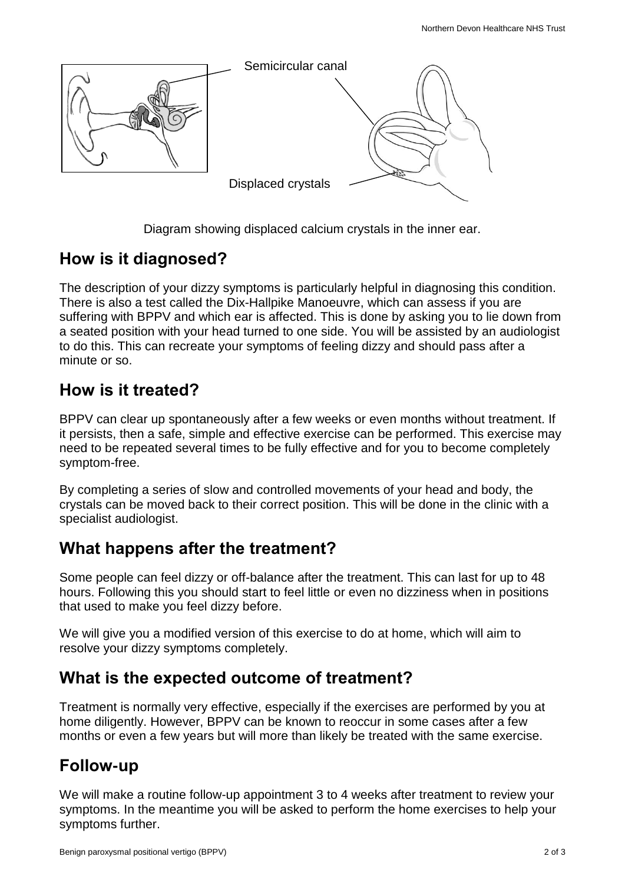Semicircular canal

Displaced crystals

Diagram showing displaced calcium crystals in the inner ear.

## How is it diagnosed?

The description of your dizzy symptoms is particularly helpful in diagnosing this condition. There is also a test called the Dix-Hallpike Manoeuvre, which can assess if you are suffering with BPPV and which ear is affected. This is done by asking you to lie down from a seated position with your head turned to one side. You will be assisted by an audiologist to do this. This can recreate your symptoms of feeling dizzy and should pass after a minute or so.

## How is it treated?

BPPV can clear up spontaneously after a few weeks or even months without treatment. If it persists, then a safe, simple and effective exercise can be performed. This exercise may need to be repeated several times to be fully effective and for you to become completely symptom-free.

By completing a series of slow and controlled movements of your head and body, the crystals can be moved back to their correct position. This will be done in the clinic with a specialist audiologist.

## What happens after the treatment?

Some people can feel dizzy or off-balance after the treatment. This can last for up to 48 hours. Following this you should start to feel little or even no dizziness when in positions that used to make you feel dizzy before.

We will give you a modified version of this exercise to do at home, which will aim to resolve your dizzy symptoms completely.

## What is the expected outcome of treatment?

Treatment is normally very effective, especially if the exercises are performed by you at home diligently. However, BPPV can be known to reoccur in some cases after a few months or even a few years but will more than likely be treated with the same exercise.

## Follow-up

We will make a routine follow-up appointment 3 to 4 weeks after treatment to review your symptoms. In the meantime you will be asked to perform the home exercises to help your symptoms further.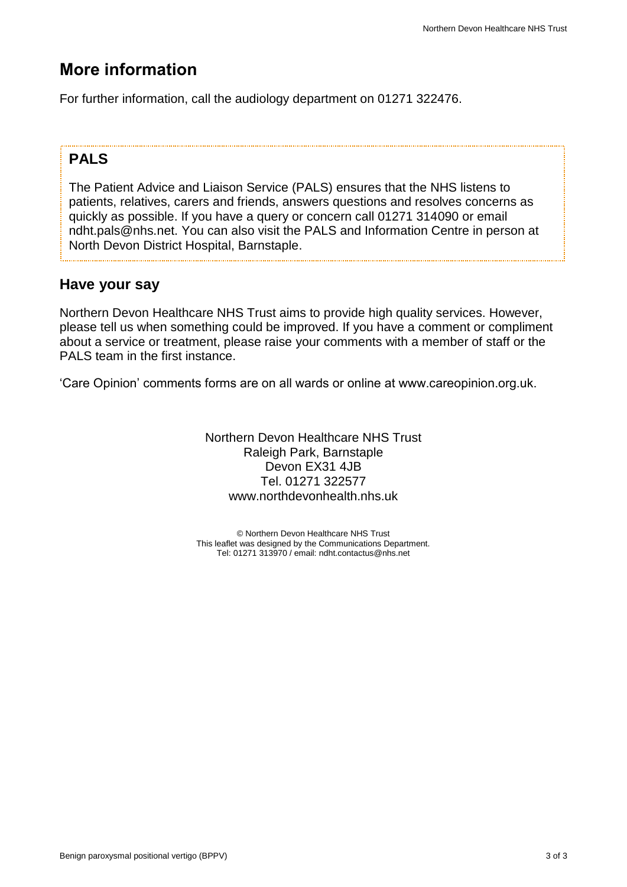## More information

For further information, call the audiology department on 01271 322476.

### PALS

The Patient Advice and Liaison Service (PALS) ensures that the NHS listens to patients, relatives, carers and friends, answers questions and resolves concerns as quickly as possible. If you have a query or concern call 01271 314090 or email ndht.pals@nhs.net. You can also visit the PALS and Information Centre in person at North Devon District Hospital, Barnstaple.

### Have your say

Northern Devon Healthcare NHS Trust aims to provide high quality services. However, please tell us when something could be improved. If you have a comment or compliment about a service or treatment, please raise your comments with a member of staff or the PALS team in the first instance.

'Care Opinion' comments forms are on all wards or online at www.careopinion.org.uk.

Northern Devon Healthcare NHS Trust
Raleigh Park, Barnstaple
Devon EX31 4JB
Tel. 01271 322577
www.northdevonhealth.nhs.uk

© Northern Devon Healthcare NHS Trust
This leaflet was designed by the Communications Department.
Tel: 01271 313970 / email: ndht.contactus@nhs.net